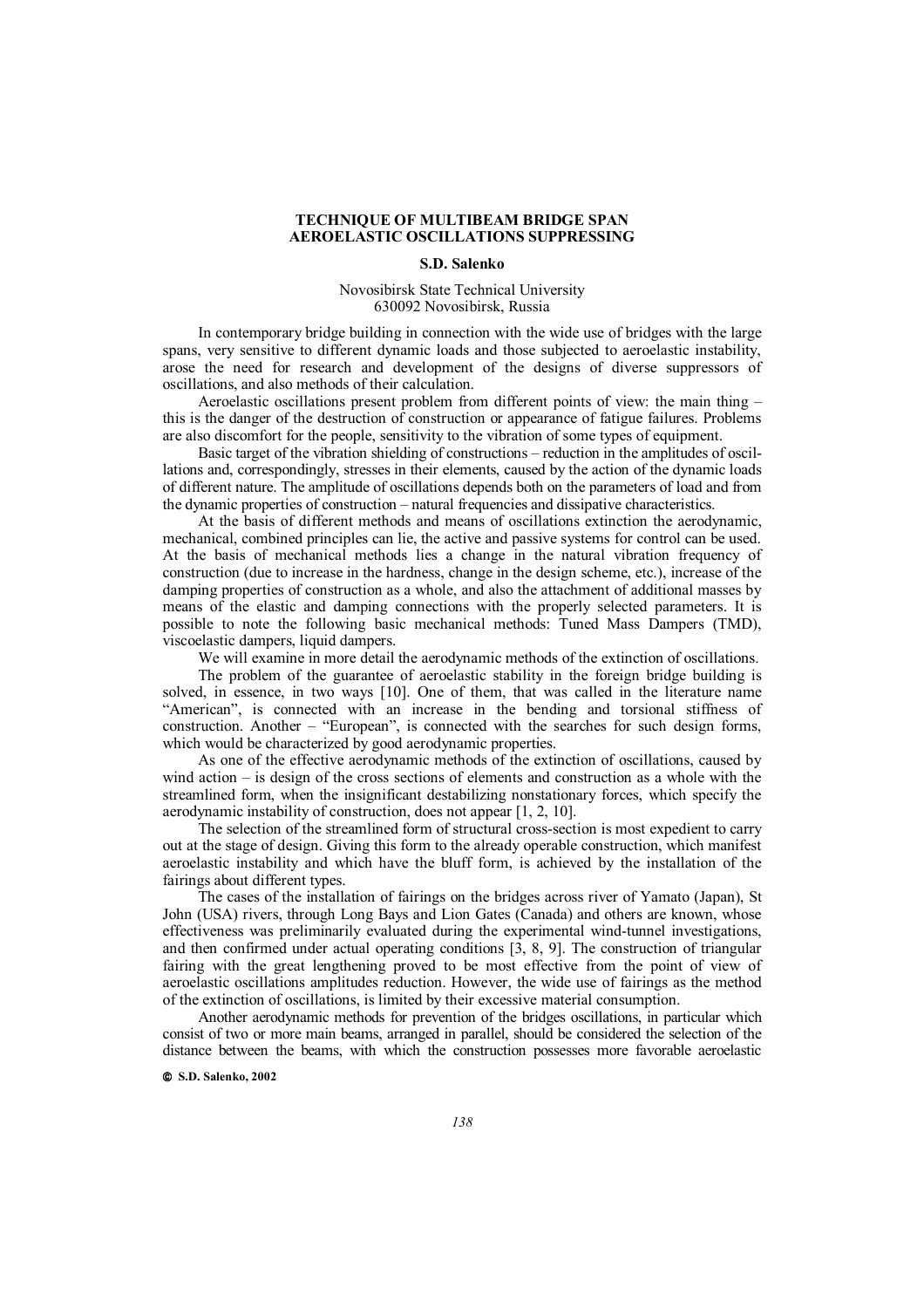# TECHNIQUE OF MULTIBEAM BRIDGE SPAN AEROELASTIC OSCILLATIONS SUPPRESSING

**S.D. Salenko**

Novosibirsk State Technical University
630092 Novosibirsk, Russia

In contemporary bridge building in connection with the wide use of bridges with the large spans, very sensitive to different dynamic loads and those subjected to aeroelastic instability, arose the need for research and development of the designs of diverse suppressors of oscillations, and also methods of their calculation.

Aeroelastic oscillations present problem from different points of view: the main thing – this is the danger of the destruction of construction or appearance of fatigue failures. Problems are also discomfort for the people, sensitivity to the vibration of some types of equipment.

Basic target of the vibration shielding of constructions – reduction in the amplitudes of oscillations and, correspondingly, stresses in their elements, caused by the action of the dynamic loads of different nature. The amplitude of oscillations depends both on the parameters of load and from the dynamic properties of construction – natural frequencies and dissipative characteristics.

At the basis of different methods and means of oscillations extinction the aerodynamic, mechanical, combined principles can lie, the active and passive systems for control can be used. At the basis of mechanical methods lies a change in the natural vibration frequency of construction (due to increase in the hardness, change in the design scheme, etc.), increase of the damping properties of construction as a whole, and also the attachment of additional masses by means of the elastic and damping connections with the properly selected parameters. It is possible to note the following basic mechanical methods: Tuned Mass Dampers (TMD), viscoelastic dampers, liquid dampers.

We will examine in more detail the aerodynamic methods of the extinction of oscillations.

The problem of the guarantee of aeroelastic stability in the foreign bridge building is solved, in essence, in two ways [10]. One of them, that was called in the literature name "American", is connected with an increase in the bending and torsional stiffness of construction. Another – "European", is connected with the searches for such design forms, which would be characterized by good aerodynamic properties.

As one of the effective aerodynamic methods of the extinction of oscillations, caused by wind action – is design of the cross sections of elements and construction as a whole with the streamlined form, when the insignificant destabilizing nonstationary forces, which specify the aerodynamic instability of construction, does not appear [1, 2, 10].

The selection of the streamlined form of structural cross-section is most expedient to carry out at the stage of design. Giving this form to the already operable construction, which manifest aeroelastic instability and which have the bluff form, is achieved by the installation of the fairings about different types.

The cases of the installation of fairings on the bridges across river of Yamato (Japan), St John (USA) rivers, through Long Bays and Lion Gates (Canada) and others are known, whose effectiveness was preliminarily evaluated during the experimental wind-tunnel investigations, and then confirmed under actual operating conditions [3, 8, 9]. The construction of triangular fairing with the great lengthening proved to be most effective from the point of view of aeroelastic oscillations amplitudes reduction. However, the wide use of fairings as the method of the extinction of oscillations, is limited by their excessive material consumption.

Another aerodynamic methods for prevention of the bridges oscillations, in particular which consist of two or more main beams, arranged in parallel, should be considered the selection of the distance between the beams, with which the construction possesses more favorable aeroelastic

© S.D. Salenko, 2002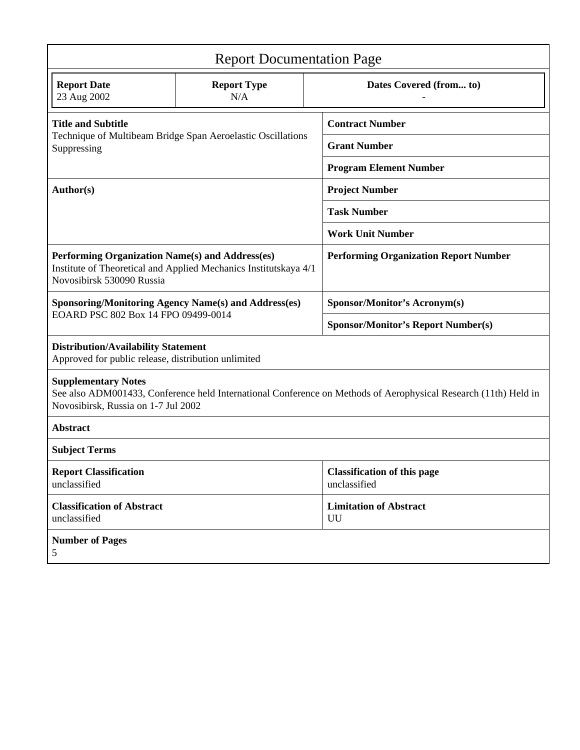# Report Documentation Page

| Report Date | Report Type | Dates Covered (from... to) |
|---|---|---|
| 23 Aug 2002 | N/A | - |

| | |
|---|---|
| **Title and Subtitle**<br>Technique of Multibeam Bridge Span Aeroelastic Oscillations Suppressing | **Contract Number** |
| | **Grant Number** |
| | **Program Element Number** |
| **Author(s)** | **Project Number** |
| | **Task Number** |
| | **Work Unit Number** |
| **Performing Organization Name(s) and Address(es)**<br>Institute of Theoretical and Applied Mechanics Institutskaya 4/1 Novosibirsk 530090 Russia | **Performing Organization Report Number** |
| **Sponsoring/Monitoring Agency Name(s) and Address(es)**<br>EOARD PSC 802 Box 14 FPO 09499-0014 | **Sponsor/Monitor's Acronym(s)** |
| | **Sponsor/Monitor's Report Number(s)** |

**Distribution/Availability Statement**
Approved for public release, distribution unlimited

**Supplementary Notes**
See also ADM001433, Conference held International Conference on Methods of Aerophysical Research (11th) Held in Novosibirsk, Russia on 1-7 Jul 2002

**Abstract**

**Subject Terms**

| | |
|---|---|
| **Report Classification**<br>unclassified | **Classification of this page**<br>unclassified |
| **Classification of Abstract**<br>unclassified | **Limitation of Abstract**<br>UU |

**Number of Pages**
5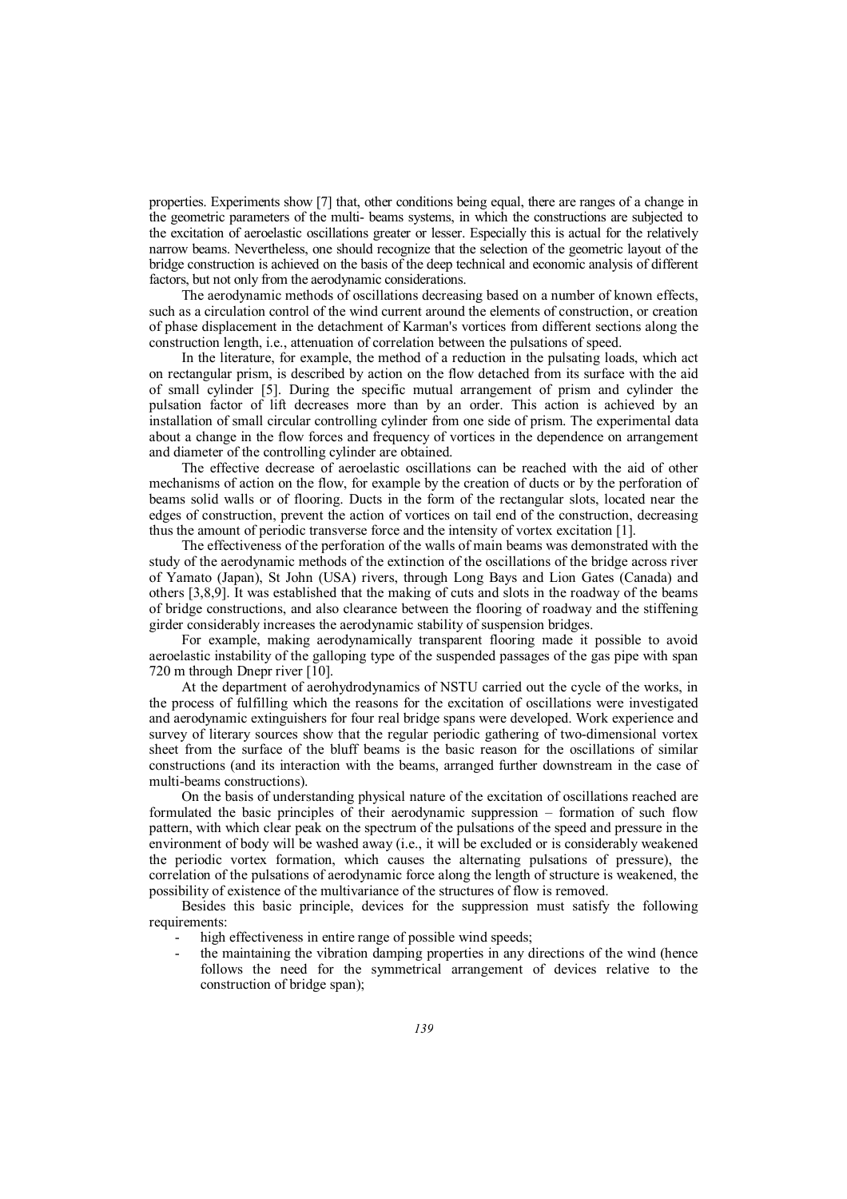properties. Experiments show [7] that, other conditions being equal, there are ranges of a change in the geometric parameters of the multi- beams systems, in which the constructions are subjected to the excitation of aeroelastic oscillations greater or lesser. Especially this is actual for the relatively narrow beams. Nevertheless, one should recognize that the selection of the geometric layout of the bridge construction is achieved on the basis of the deep technical and economic analysis of different factors, but not only from the aerodynamic considerations.

The aerodynamic methods of oscillations decreasing based on a number of known effects, such as a circulation control of the wind current around the elements of construction, or creation of phase displacement in the detachment of Karman's vortices from different sections along the construction length, i.e., attenuation of correlation between the pulsations of speed.

In the literature, for example, the method of a reduction in the pulsating loads, which act on rectangular prism, is described by action on the flow detached from its surface with the aid of small cylinder [5]. During the specific mutual arrangement of prism and cylinder the pulsation factor of lift decreases more than by an order. This action is achieved by an installation of small circular controlling cylinder from one side of prism. The experimental data about a change in the flow forces and frequency of vortices in the dependence on arrangement and diameter of the controlling cylinder are obtained.

The effective decrease of aeroelastic oscillations can be reached with the aid of other mechanisms of action on the flow, for example by the creation of ducts or by the perforation of beams solid walls or of flooring. Ducts in the form of the rectangular slots, located near the edges of construction, prevent the action of vortices on tail end of the construction, decreasing thus the amount of periodic transverse force and the intensity of vortex excitation [1].

The effectiveness of the perforation of the walls of main beams was demonstrated with the study of the aerodynamic methods of the extinction of the oscillations of the bridge across river of Yamato (Japan), St John (USA) rivers, through Long Bays and Lion Gates (Canada) and others [3,8,9]. It was established that the making of cuts and slots in the roadway of the beams of bridge constructions, and also clearance between the flooring of roadway and the stiffening girder considerably increases the aerodynamic stability of suspension bridges.

For example, making aerodynamically transparent flooring made it possible to avoid aeroelastic instability of the galloping type of the suspended passages of the gas pipe with span 720 m through Dnepr river [10].

At the department of aerohydrodynamics of NSTU carried out the cycle of the works, in the process of fulfilling which the reasons for the excitation of oscillations were investigated and aerodynamic extinguishers for four real bridge spans were developed. Work experience and survey of literary sources show that the regular periodic gathering of two-dimensional vortex sheet from the surface of the bluff beams is the basic reason for the oscillations of similar constructions (and its interaction with the beams, arranged further downstream in the case of multi-beams constructions).

On the basis of understanding physical nature of the excitation of oscillations reached are formulated the basic principles of their aerodynamic suppression – formation of such flow pattern, with which clear peak on the spectrum of the pulsations of the speed and pressure in the environment of body will be washed away (i.e., it will be excluded or is considerably weakened the periodic vortex formation, which causes the alternating pulsations of pressure), the correlation of the pulsations of aerodynamic force along the length of structure is weakened, the possibility of existence of the multivariance of the structures of flow is removed.

Besides this basic principle, devices for the suppression must satisfy the following requirements:

- high effectiveness in entire range of possible wind speeds;
- the maintaining the vibration damping properties in any directions of the wind (hence follows the need for the symmetrical arrangement of devices relative to the construction of bridge span);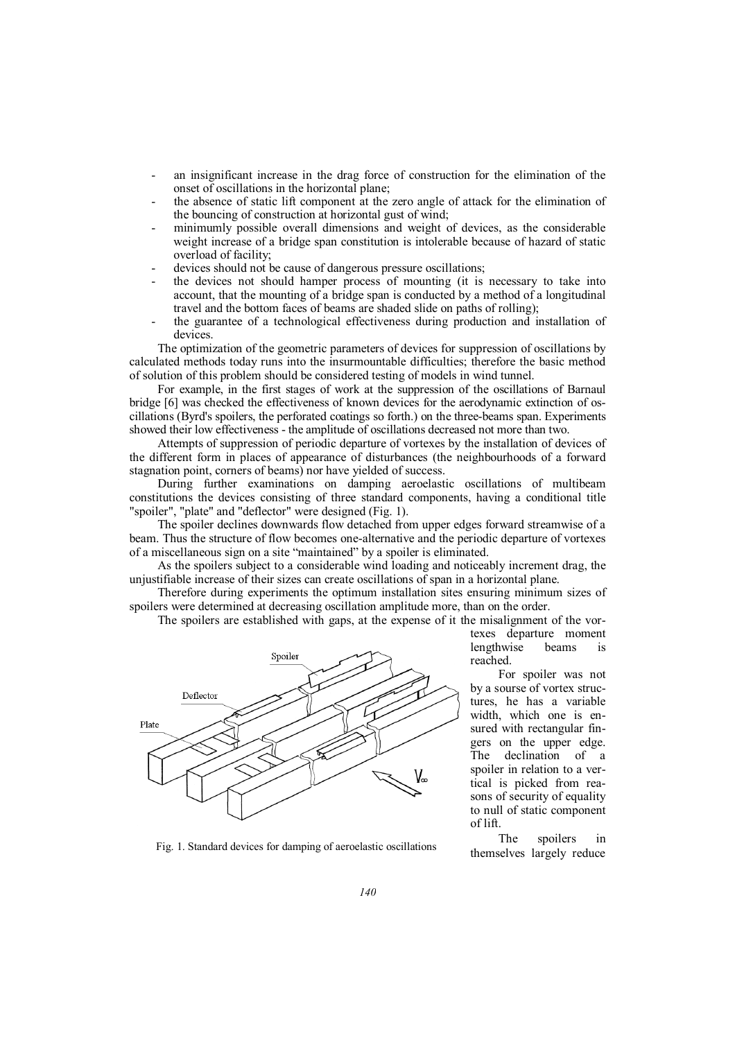- an insignificant increase in the drag force of construction for the elimination of the onset of oscillations in the horizontal plane;
- the absence of static lift component at the zero angle of attack for the elimination of the bouncing of construction at horizontal gust of wind;
- minimumly possible overall dimensions and weight of devices, as the considerable weight increase of a bridge span constitution is intolerable because of hazard of static overload of facility;
- devices should not be cause of dangerous pressure oscillations;
- the devices not should hamper process of mounting (it is necessary to take into account, that the mounting of a bridge span is conducted by a method of a longitudinal travel and the bottom faces of beams are shaded slide on paths of rolling);
- the guarantee of a technological effectiveness during production and installation of devices.

The optimization of the geometric parameters of devices for suppression of oscillations by calculated methods today runs into the insurmountable difficulties; therefore the basic method of solution of this problem should be considered testing of models in wind tunnel.

For example, in the first stages of work at the suppression of the oscillations of Barnaul bridge [6] was checked the effectiveness of known devices for the aerodynamic extinction of oscillations (Byrd's spoilers, the perforated coatings so forth.) on the three-beams span. Experiments showed their low effectiveness - the amplitude of oscillations decreased not more than two.

Attempts of suppression of periodic departure of vortexes by the installation of devices of the different form in places of appearance of disturbances (the neighbourhoods of a forward stagnation point, corners of beams) nor have yielded of success.

During further examinations on damping aeroelastic oscillations of multibeam constitutions the devices consisting of three standard components, having a conditional title "spoiler", "plate" and "deflector" were designed (Fig. 1).

The spoiler declines downwards flow detached from upper edges forward streamwise of a beam. Thus the structure of flow becomes one-alternative and the periodic departure of vortexes of a miscellaneous sign on a site "maintained" by a spoiler is eliminated.

As the spoilers subject to a considerable wind loading and noticeably increment drag, the unjustifiable increase of their sizes can create oscillations of span in a horizontal plane.

Therefore during experiments the optimum installation sites ensuring minimum sizes of spoilers were determined at decreasing oscillation amplitude more, than on the order.

The spoilers are established with gaps, at the expense of it the misalignment of the vortexes departure moment lengthwise beams is reached.

Fig. 1. Standard devices for damping of aeroelastic oscillations

For spoiler was not by a sourse of vortex structures, he has a variable width, which one is ensured with rectangular fingers on the upper edge. The declination of a spoiler in relation to a vertical is picked from reasons of security of equality to null of static component of lift.

The spoilers in themselves largely reduce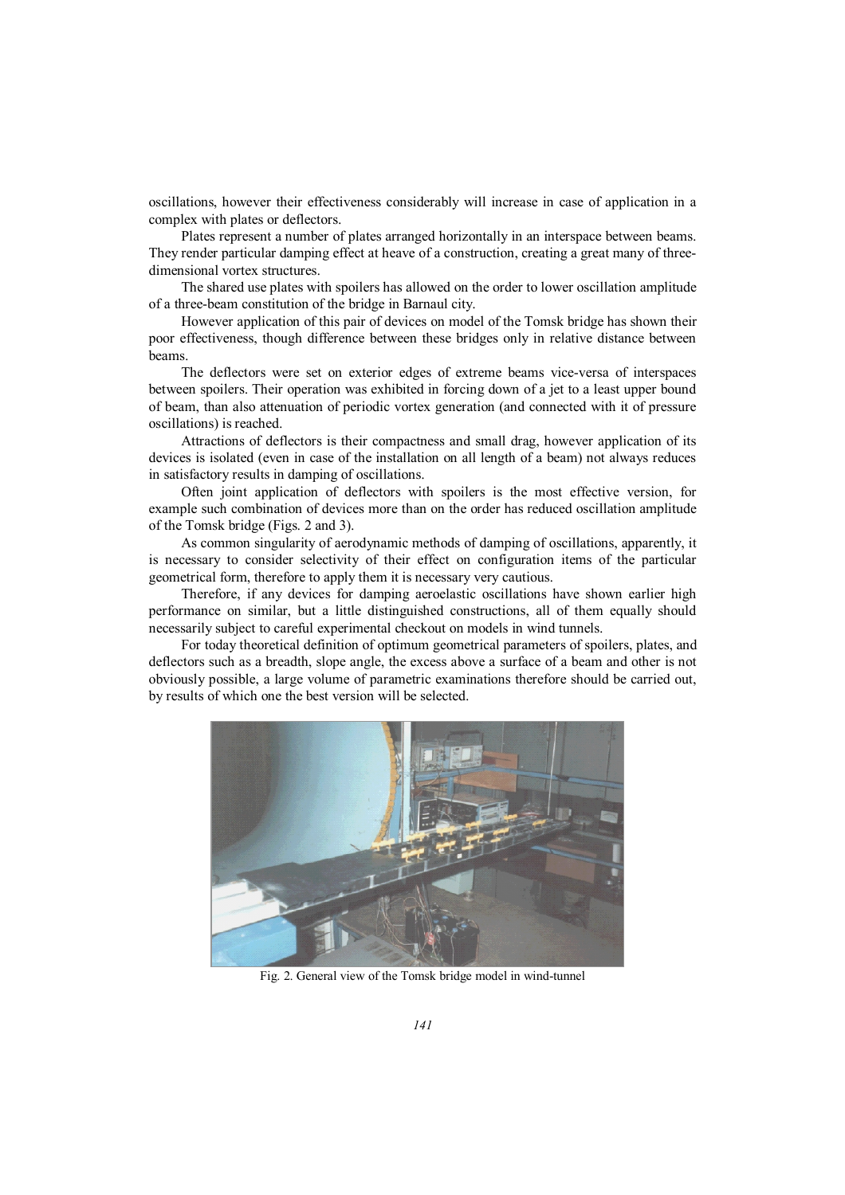oscillations, however their effectiveness considerably will increase in case of application in a complex with plates or deflectors.

Plates represent a number of plates arranged horizontally in an interspace between beams. They render particular damping effect at heave of a construction, creating a great many of three-dimensional vortex structures.

The shared use plates with spoilers has allowed on the order to lower oscillation amplitude of a three-beam constitution of the bridge in Barnaul city.

However application of this pair of devices on model of the Tomsk bridge has shown their poor effectiveness, though difference between these bridges only in relative distance between beams.

The deflectors were set on exterior edges of extreme beams vice-versa of interspaces between spoilers. Their operation was exhibited in forcing down of a jet to a least upper bound of beam, than also attenuation of periodic vortex generation (and connected with it of pressure oscillations) is reached.

Attractions of deflectors is their compactness and small drag, however application of its devices is isolated (even in case of the installation on all length of a beam) not always reduces in satisfactory results in damping of oscillations.

Often joint application of deflectors with spoilers is the most effective version, for example such combination of devices more than on the order has reduced oscillation amplitude of the Tomsk bridge (Figs. 2 and 3).

As common singularity of aerodynamic methods of damping of oscillations, apparently, it is necessary to consider selectivity of their effect on configuration items of the particular geometrical form, therefore to apply them it is necessary very cautious.

Therefore, if any devices for damping aeroelastic oscillations have shown earlier high performance on similar, but a little distinguished constructions, all of them equally should necessarily subject to careful experimental checkout on models in wind tunnels.

For today theoretical definition of optimum geometrical parameters of spoilers, plates, and deflectors such as a breadth, slope angle, the excess above a surface of a beam and other is not obviously possible, a large volume of parametric examinations therefore should be carried out, by results of which one the best version will be selected.

Fig. 2. General view of the Tomsk bridge model in wind-tunnel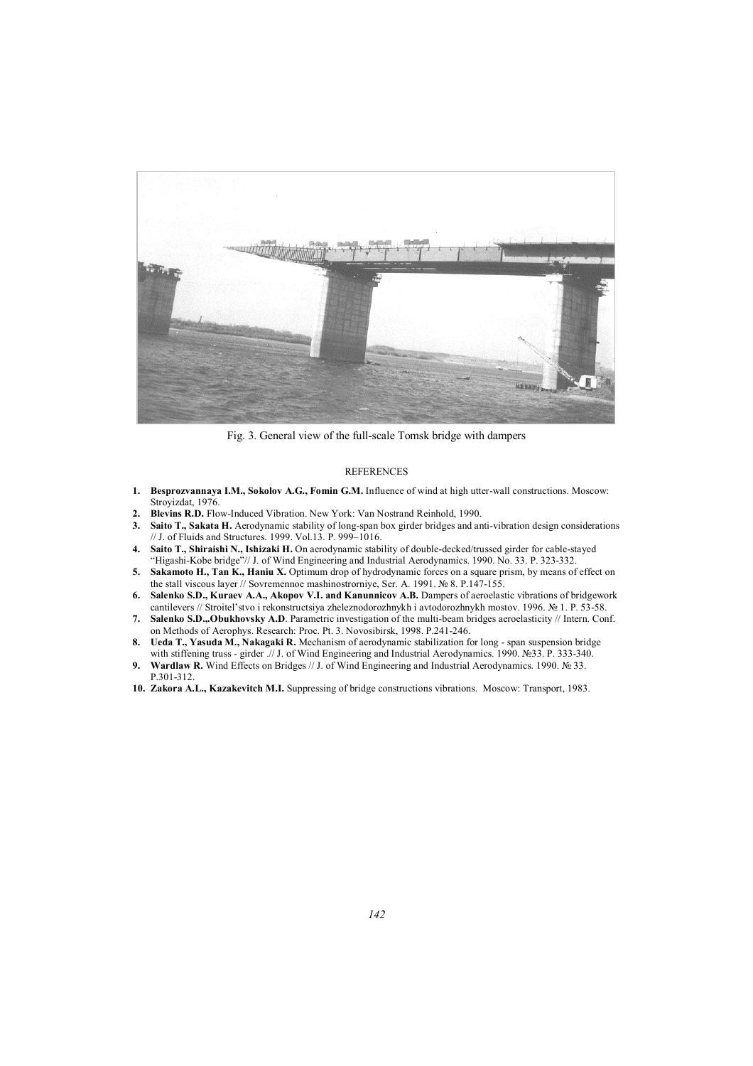Fig. 3. General view of the full-scale Tomsk bridge with dampers

REFERENCES

1. **Besprozvannaya I.M., Sokolov A.G., Fomin G.M.** Influence of wind at high utter-wall constructions. Moscow: Stroyizdat, 1976.
2. **Blevins R.D.** Flow-Induced Vibration. New York: Van Nostrand Reinhold, 1990.
3. **Saito T., Sakata H.** Aerodynamic stability of long-span box girder bridges and anti-vibration design considerations // J. of Fluids and Structures. 1999. Vol.13. P. 999–1016.
4. **Saito T., Shiraishi N., Ishizaki H.** On aerodynamic stability of double-decked/trussed girder for cable-stayed "Higashi-Kobe bridge"// J. of Wind Engineering and Industrial Aerodynamics. 1990. No. 33. P. 323-332.
5. **Sakamoto H., Tan K., Haniu X.** Optimum drop of hydrodynamic forces on a square prism, by means of effect on the stall viscous layer // Sovremennoe mashinostrorniye, Ser. A. 1991. № 8. P.147-155.
6. **Salenko S.D., Kuraev A.A., Akopov V.I. and Kanunnicov A.B.** Dampers of aeroelastic vibrations of bridgework cantilevers // Stroitel'stvo i rekonstructsiya zheleznodorozhnykh i avtodorozhnykh mostov. 1996. № 1. P. 53-58.
7. **Salenko S.D.,.Obukhovsky A.D**. Parametric investigation of the multi-beam bridges aeroelasticity // Intern. Conf. on Methods of Aerophys. Research: Proc. Pt. 3. Novosibirsk, 1998. P.241-246.
8. **Ueda T., Yasuda M., Nakagaki R.** Mechanism of aerodynamic stabilization for long - span suspension bridge with stiffening truss - girder .// J. of Wind Engineering and Industrial Aerodynamics. 1990. №33. P. 333-340.
9. **Wardlaw R.** Wind Effects on Bridges // J. of Wind Engineering and Industrial Aerodynamics. 1990. № 33. P.301-312.
10. **Zakora A.L., Kazakevitch M.I.** Suppressing of bridge constructions vibrations. Moscow: Transport, 1983.